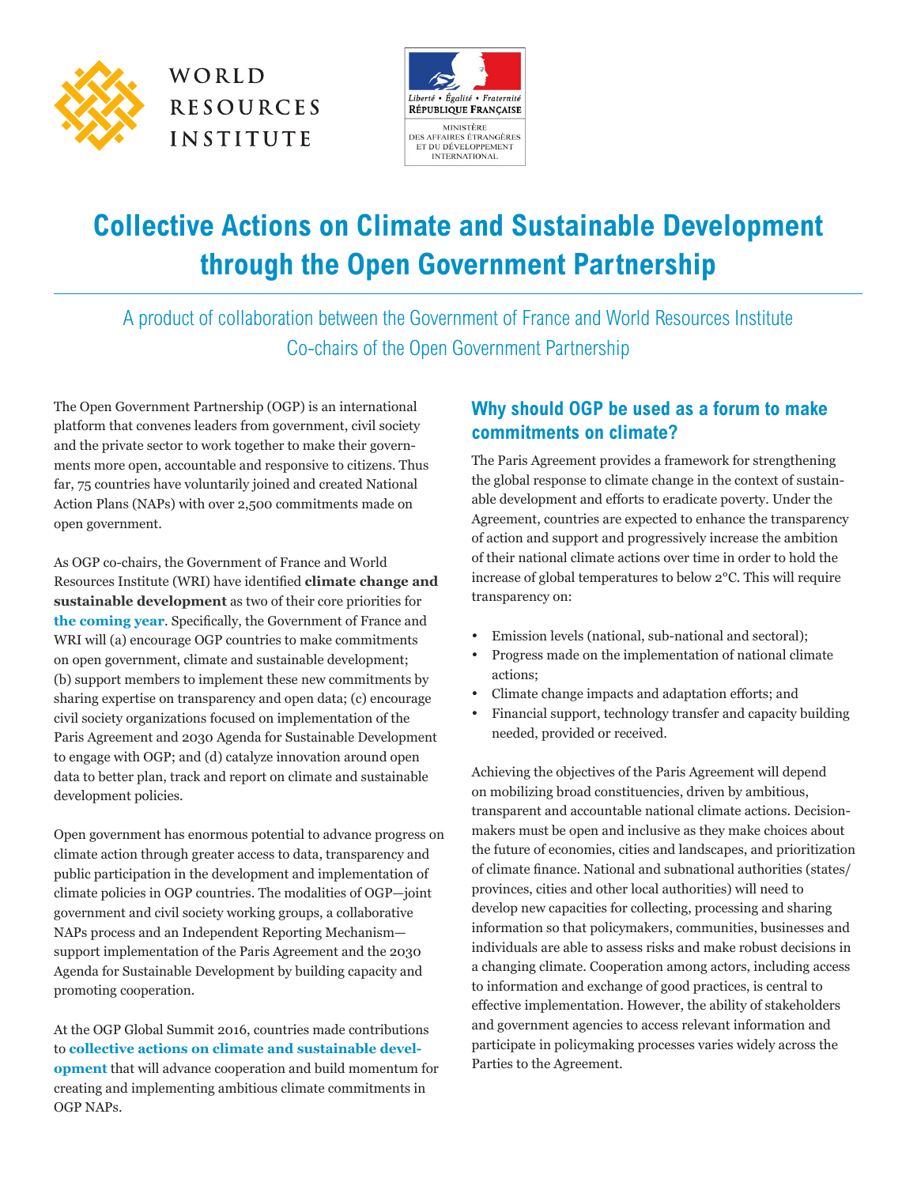# Collective Actions on Climate and Sustainable Development through the Open Government Partnership

A product of collaboration between the Government of France and World Resources Institute Co-chairs of the Open Government Partnership

The Open Government Partnership (OGP) is an international platform that convenes leaders from government, civil society and the private sector to work together to make their governments more open, accountable and responsive to citizens. Thus far, 75 countries have voluntarily joined and created National Action Plans (NAPs) with over 2,500 commitments made on open government.

As OGP co-chairs, the Government of France and World Resources Institute (WRI) have identified **climate change and sustainable development** as two of their core priorities for **the coming year**. Specifically, the Government of France and WRI will (a) encourage OGP countries to make commitments on open government, climate and sustainable development; (b) support members to implement these new commitments by sharing expertise on transparency and open data; (c) encourage civil society organizations focused on implementation of the Paris Agreement and 2030 Agenda for Sustainable Development to engage with OGP; and (d) catalyze innovation around open data to better plan, track and report on climate and sustainable development policies.

Open government has enormous potential to advance progress on climate action through greater access to data, transparency and public participation in the development and implementation of climate policies in OGP countries. The modalities of OGP—joint government and civil society working groups, a collaborative NAPs process and an Independent Reporting Mechanism—support implementation of the Paris Agreement and the 2030 Agenda for Sustainable Development by building capacity and promoting cooperation.

At the OGP Global Summit 2016, countries made contributions to **collective actions on climate and sustainable development** that will advance cooperation and build momentum for creating and implementing ambitious climate commitments in OGP NAPs.

## Why should OGP be used as a forum to make commitments on climate?

The Paris Agreement provides a framework for strengthening the global response to climate change in the context of sustainable development and efforts to eradicate poverty. Under the Agreement, countries are expected to enhance the transparency of action and support and progressively increase the ambition of their national climate actions over time in order to hold the increase of global temperatures to below 2°C. This will require transparency on:

- Emission levels (national, sub-national and sectoral);
- Progress made on the implementation of national climate actions;
- Climate change impacts and adaptation efforts; and
- Financial support, technology transfer and capacity building needed, provided or received.

Achieving the objectives of the Paris Agreement will depend on mobilizing broad constituencies, driven by ambitious, transparent and accountable national climate actions. Decision-makers must be open and inclusive as they make choices about the future of economies, cities and landscapes, and prioritization of climate finance. National and subnational authorities (states/provinces, cities and other local authorities) will need to develop new capacities for collecting, processing and sharing information so that policymakers, communities, businesses and individuals are able to assess risks and make robust decisions in a changing climate. Cooperation among actors, including access to information and exchange of good practices, is central to effective implementation. However, the ability of stakeholders and government agencies to access relevant information and participate in policymaking processes varies widely across the Parties to the Agreement.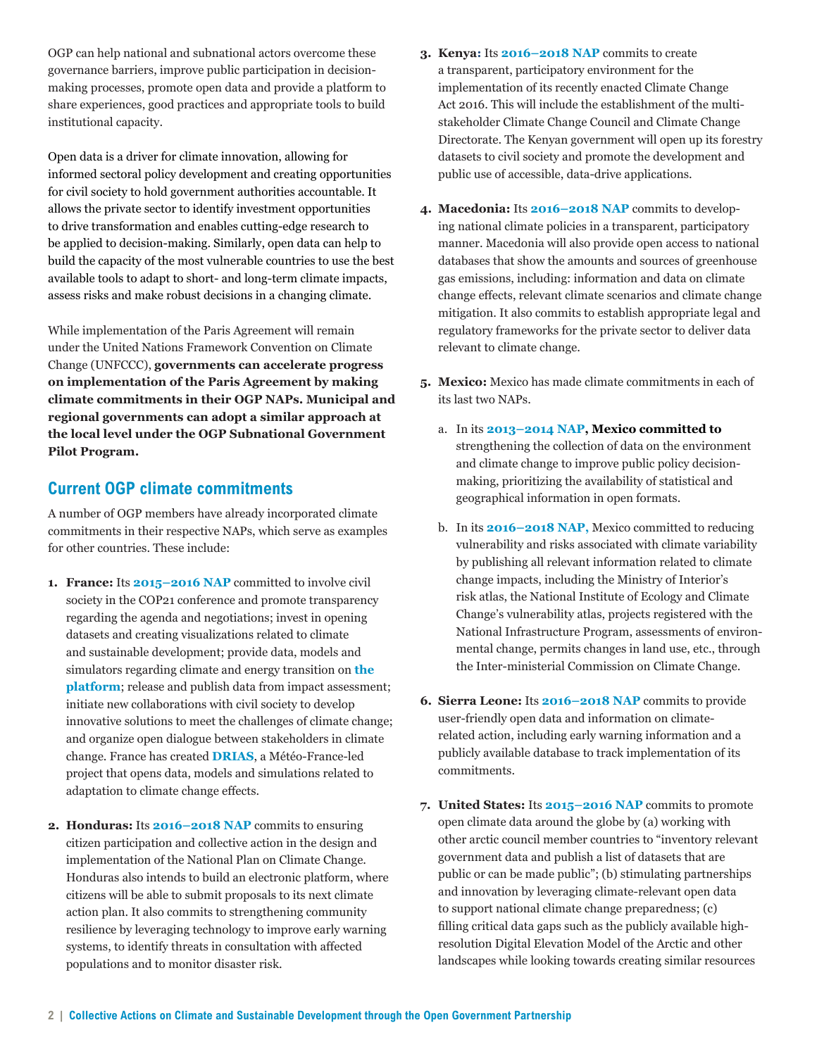OGP can help national and subnational actors overcome these governance barriers, improve public participation in decision-making processes, promote open data and provide a platform to share experiences, good practices and appropriate tools to build institutional capacity.

Open data is a driver for climate innovation, allowing for informed sectoral policy development and creating opportunities for civil society to hold government authorities accountable. It allows the private sector to identify investment opportunities to drive transformation and enables cutting-edge research to be applied to decision-making. Similarly, open data can help to build the capacity of the most vulnerable countries to use the best available tools to adapt to short- and long-term climate impacts, assess risks and make robust decisions in a changing climate.

While implementation of the Paris Agreement will remain under the United Nations Framework Convention on Climate Change (UNFCCC), **governments can accelerate progress on implementation of the Paris Agreement by making climate commitments in their OGP NAPs. Municipal and regional governments can adopt a similar approach at the local level under the OGP Subnational Government Pilot Program.**

## Current OGP climate commitments

A number of OGP members have already incorporated climate commitments in their respective NAPs, which serve as examples for other countries. These include:

1. **France:** Its **2015–2016 NAP** committed to involve civil society in the COP21 conference and promote transparency regarding the agenda and negotiations; invest in opening datasets and creating visualizations related to climate and sustainable development; provide data, models and simulators regarding climate and energy transition on **the platform**; release and publish data from impact assessment; initiate new collaborations with civil society to develop innovative solutions to meet the challenges of climate change; and organize open dialogue between stakeholders in climate change. France has created **DRIAS**, a Météo-France-led project that opens data, models and simulations related to adaptation to climate change effects.

2. **Honduras:** Its **2016–2018 NAP** commits to ensuring citizen participation and collective action in the design and implementation of the National Plan on Climate Change. Honduras also intends to build an electronic platform, where citizens will be able to submit proposals to its next climate action plan. It also commits to strengthening community resilience by leveraging technology to improve early warning systems, to identify threats in consultation with affected populations and to monitor disaster risk.

3. **Kenya:** Its **2016–2018 NAP** commits to create a transparent, participatory environment for the implementation of its recently enacted Climate Change Act 2016. This will include the establishment of the multi-stakeholder Climate Change Council and Climate Change Directorate. The Kenyan government will open up its forestry datasets to civil society and promote the development and public use of accessible, data-drive applications.

4. **Macedonia:** Its **2016–2018 NAP** commits to developing national climate policies in a transparent, participatory manner. Macedonia will also provide open access to national databases that show the amounts and sources of greenhouse gas emissions, including: information and data on climate change effects, relevant climate scenarios and climate change mitigation. It also commits to establish appropriate legal and regulatory frameworks for the private sector to deliver data relevant to climate change.

5. **Mexico:** Mexico has made climate commitments in each of its last two NAPs.

   a. In its **2013–2014 NAP, Mexico committed to** strengthening the collection of data on the environment and climate change to improve public policy decision-making, prioritizing the availability of statistical and geographical information in open formats.

   b. In its **2016–2018 NAP,** Mexico committed to reducing vulnerability and risks associated with climate variability by publishing all relevant information related to climate change impacts, including the Ministry of Interior's risk atlas, the National Institute of Ecology and Climate Change's vulnerability atlas, projects registered with the National Infrastructure Program, assessments of environmental change, permits changes in land use, etc., through the Inter-ministerial Commission on Climate Change.

6. **Sierra Leone:** Its **2016–2018 NAP** commits to provide user-friendly open data and information on climate-related action, including early warning information and a publicly available database to track implementation of its commitments.

7. **United States:** Its **2015–2016 NAP** commits to promote open climate data around the globe by (a) working with other arctic council member countries to "inventory relevant government data and publish a list of datasets that are public or can be made public"; (b) stimulating partnerships and innovation by leveraging climate-relevant open data to support national climate change preparedness; (c) filling critical data gaps such as the publicly available high-resolution Digital Elevation Model of the Arctic and other landscapes while looking towards creating similar resources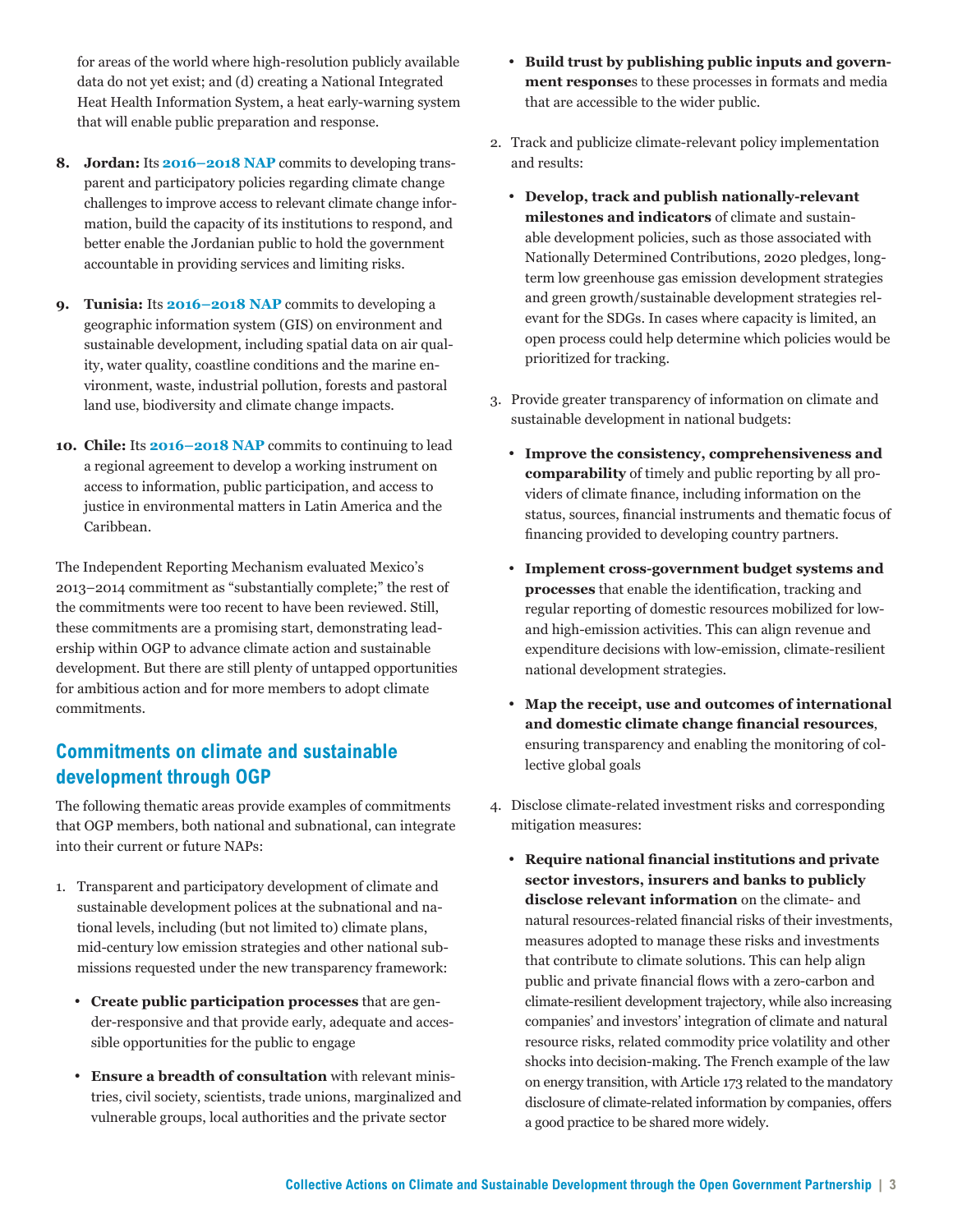for areas of the world where high-resolution publicly available data do not yet exist; and (d) creating a National Integrated Heat Health Information System, a heat early-warning system that will enable public preparation and response.

8. **Jordan:** Its **2016–2018 NAP** commits to developing transparent and participatory policies regarding climate change challenges to improve access to relevant climate change information, build the capacity of its institutions to respond, and better enable the Jordanian public to hold the government accountable in providing services and limiting risks.

9. **Tunisia:** Its **2016–2018 NAP** commits to developing a geographic information system (GIS) on environment and sustainable development, including spatial data on air quality, water quality, coastline conditions and the marine environment, waste, industrial pollution, forests and pastoral land use, biodiversity and climate change impacts.

10. **Chile:** Its **2016–2018 NAP** commits to continuing to lead a regional agreement to develop a working instrument on access to information, public participation, and access to justice in environmental matters in Latin America and the Caribbean.

The Independent Reporting Mechanism evaluated Mexico's 2013–2014 commitment as "substantially complete;" the rest of the commitments were too recent to have been reviewed. Still, these commitments are a promising start, demonstrating leadership within OGP to advance climate action and sustainable development. But there are still plenty of untapped opportunities for ambitious action and for more members to adopt climate commitments.

## Commitments on climate and sustainable development through OGP

The following thematic areas provide examples of commitments that OGP members, both national and subnational, can integrate into their current or future NAPs:

1. Transparent and participatory development of climate and sustainable development polices at the subnational and national levels, including (but not limited to) climate plans, mid-century low emission strategies and other national submissions requested under the new transparency framework:
   - **Create public participation processes** that are gender-responsive and that provide early, adequate and accessible opportunities for the public to engage
   - **Ensure a breadth of consultation** with relevant ministries, civil society, scientists, trade unions, marginalized and vulnerable groups, local authorities and the private sector
   - **Build trust by publishing public inputs and government response**s to these processes in formats and media that are accessible to the wider public.

2. Track and publicize climate-relevant policy implementation and results:
   - **Develop, track and publish nationally-relevant milestones and indicators** of climate and sustainable development policies, such as those associated with Nationally Determined Contributions, 2020 pledges, long-term low greenhouse gas emission development strategies and green growth/sustainable development strategies relevant for the SDGs. In cases where capacity is limited, an open process could help determine which policies would be prioritized for tracking.

3. Provide greater transparency of information on climate and sustainable development in national budgets:
   - **Improve the consistency, comprehensiveness and comparability** of timely and public reporting by all providers of climate finance, including information on the status, sources, financial instruments and thematic focus of financing provided to developing country partners.
   - **Implement cross-government budget systems and processes** that enable the identification, tracking and regular reporting of domestic resources mobilized for low- and high-emission activities. This can align revenue and expenditure decisions with low-emission, climate-resilient national development strategies.
   - **Map the receipt, use and outcomes of international and domestic climate change financial resources**, ensuring transparency and enabling the monitoring of collective global goals

4. Disclose climate-related investment risks and corresponding mitigation measures:
   - **Require national financial institutions and private sector investors, insurers and banks to publicly disclose relevant information** on the climate- and natural resources-related financial risks of their investments, measures adopted to manage these risks and investments that contribute to climate solutions. This can help align public and private financial flows with a zero-carbon and climate-resilient development trajectory, while also increasing companies' and investors' integration of climate and natural resource risks, related commodity price volatility and other shocks into decision-making. The French example of the law on energy transition, with Article 173 related to the mandatory disclosure of climate-related information by companies, offers a good practice to be shared more widely.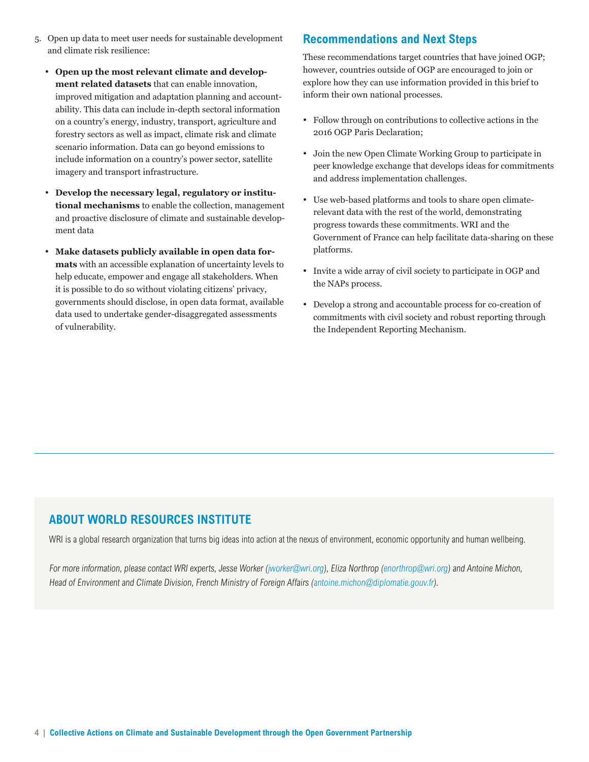5. Open up data to meet user needs for sustainable development and climate risk resilience:

   - **Open up the most relevant climate and development related datasets** that can enable innovation, improved mitigation and adaptation planning and accountability. This data can include in-depth sectoral information on a country's energy, industry, transport, agriculture and forestry sectors as well as impact, climate risk and climate scenario information. Data can go beyond emissions to include information on a country's power sector, satellite imagery and transport infrastructure.
   - **Develop the necessary legal, regulatory or institutional mechanisms** to enable the collection, management and proactive disclosure of climate and sustainable development data
   - **Make datasets publicly available in open data formats** with an accessible explanation of uncertainty levels to help educate, empower and engage all stakeholders. When it is possible to do so without violating citizens' privacy, governments should disclose, in open data format, available data used to undertake gender-disaggregated assessments of vulnerability.

## Recommendations and Next Steps

These recommendations target countries that have joined OGP; however, countries outside of OGP are encouraged to join or explore how they can use information provided in this brief to inform their own national processes.

- Follow through on contributions to collective actions in the 2016 OGP Paris Declaration;
- Join the new Open Climate Working Group to participate in peer knowledge exchange that develops ideas for commitments and address implementation challenges.
- Use web-based platforms and tools to share open climate-relevant data with the rest of the world, demonstrating progress towards these commitments. WRI and the Government of France can help facilitate data-sharing on these platforms.
- Invite a wide array of civil society to participate in OGP and the NAPs process.
- Develop a strong and accountable process for co-creation of commitments with civil society and robust reporting through the Independent Reporting Mechanism.

## ABOUT WORLD RESOURCES INSTITUTE

WRI is a global research organization that turns big ideas into action at the nexus of environment, economic opportunity and human wellbeing.

*For more information, please contact WRI experts, Jesse Worker (jworker@wri.org), Eliza Northrop (enorthrop@wri.org) and Antoine Michon, Head of Environment and Climate Division, French Ministry of Foreign Affairs (antoine.michon@diplomatie.gouv.fr).*